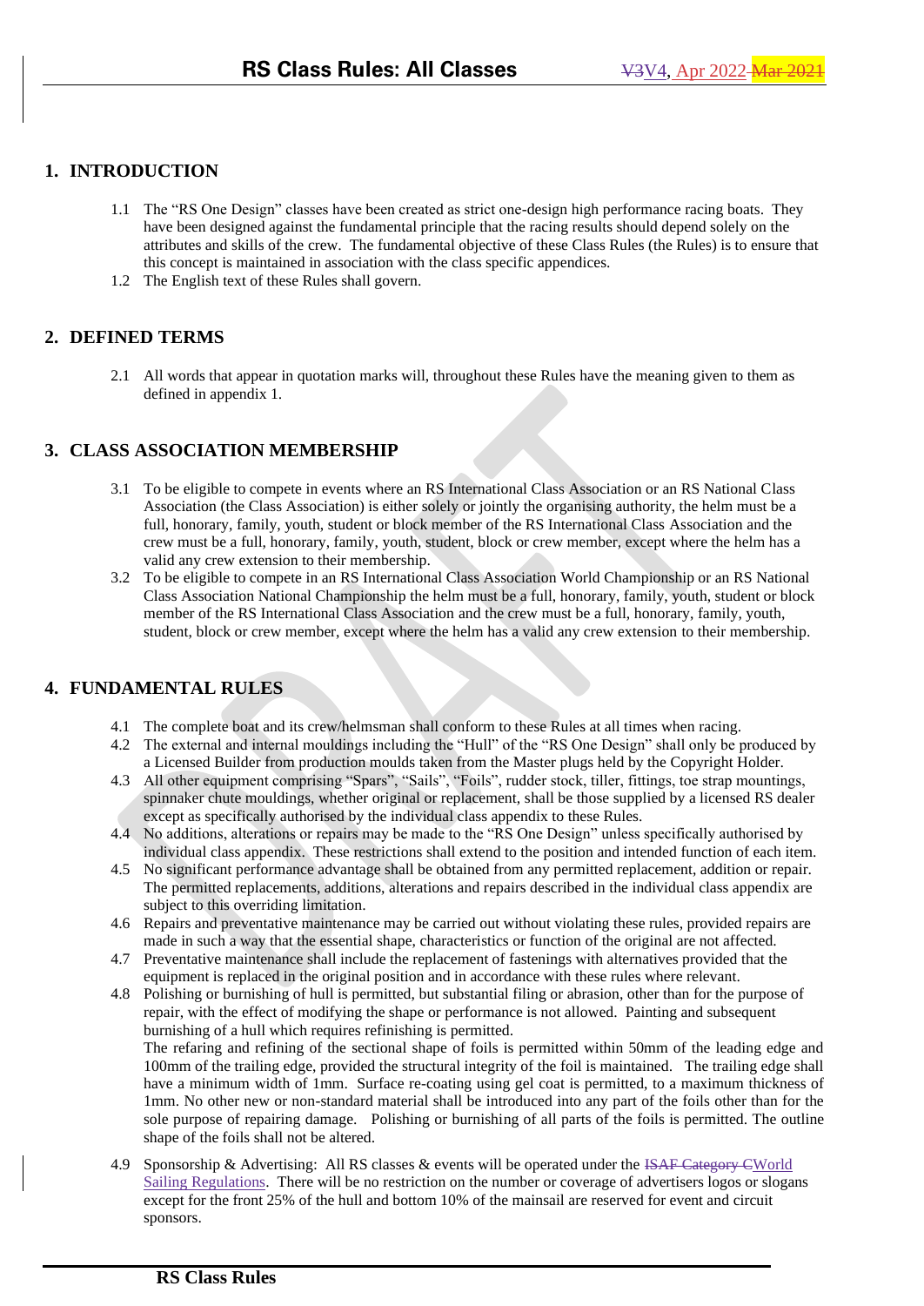## 1. INTRODUCTION

1.1 The "RS One Design" classes have been created as strict one-design high performance racing boats. They have been designed against the fundamental principle that the racing results should depend solely on the attributes and skills of the crew. The fundamental objective of these Class Rules (the Rules) is to ensure that this concept is maintained in association with the class specific appendices.

1.2 The English text of these Rules shall govern.

## 2. DEFINED TERMS

2.1 All words that appear in quotation marks will, throughout these Rules have the meaning given to them as defined in appendix 1.

## 3. CLASS ASSOCIATION MEMBERSHIP

3.1 To be eligible to compete in events where an RS International Class Association or an RS National Class Association (the Class Association) is either solely or jointly the organising authority, the helm must be a full, honorary, family, youth, student or block member of the RS International Class Association and the crew must be a full, honorary, family, youth, student, block or crew member, except where the helm has a valid any crew extension to their membership.

3.2 To be eligible to compete in an RS International Class Association World Championship or an RS National Class Association National Championship the helm must be a full, honorary, family, youth, student or block member of the RS International Class Association and the crew must be a full, honorary, family, youth, student, block or crew member, except where the helm has a valid any crew extension to their membership.

## 4. FUNDAMENTAL RULES

4.1 The complete boat and its crew/helmsman shall conform to these Rules at all times when racing.

4.2 The external and internal mouldings including the "Hull" of the "RS One Design" shall only be produced by a Licensed Builder from production moulds taken from the Master plugs held by the Copyright Holder.

4.3 All other equipment comprising "Spars", "Sails", "Foils", rudder stock, tiller, fittings, toe strap mountings, spinnaker chute mouldings, whether original or replacement, shall be those supplied by a licensed RS dealer except as specifically authorised by the individual class appendix to these Rules.

4.4 No additions, alterations or repairs may be made to the "RS One Design" unless specifically authorised by individual class appendix. These restrictions shall extend to the position and intended function of each item.

4.5 No significant performance advantage shall be obtained from any permitted replacement, addition or repair. The permitted replacements, additions, alterations and repairs described in the individual class appendix are subject to this overriding limitation.

4.6 Repairs and preventative maintenance may be carried out without violating these rules, provided repairs are made in such a way that the essential shape, characteristics or function of the original are not affected.

4.7 Preventative maintenance shall include the replacement of fastenings with alternatives provided that the equipment is replaced in the original position and in accordance with these rules where relevant.

4.8 Polishing or burnishing of hull is permitted, but substantial filing or abrasion, other than for the purpose of repair, with the effect of modifying the shape or performance is not allowed. Painting and subsequent burnishing of a hull which requires refinishing is permitted.
The refaring and refining of the sectional shape of foils is permitted within 50mm of the leading edge and 100mm of the trailing edge, provided the structural integrity of the foil is maintained. The trailing edge shall have a minimum width of 1mm. Surface re-coating using gel coat is permitted, to a maximum thickness of 1mm. No other new or non-standard material shall be introduced into any part of the foils other than for the sole purpose of repairing damage. Polishing or burnishing of all parts of the foils is permitted. The outline shape of the foils shall not be altered.

4.9 Sponsorship & Advertising: All RS classes & events will be operated under the ~~ISAF Category C~~World Sailing Regulations. There will be no restriction on the number or coverage of advertisers logos or slogans except for the front 25% of the hull and bottom 10% of the mainsail are reserved for event and circuit sponsors.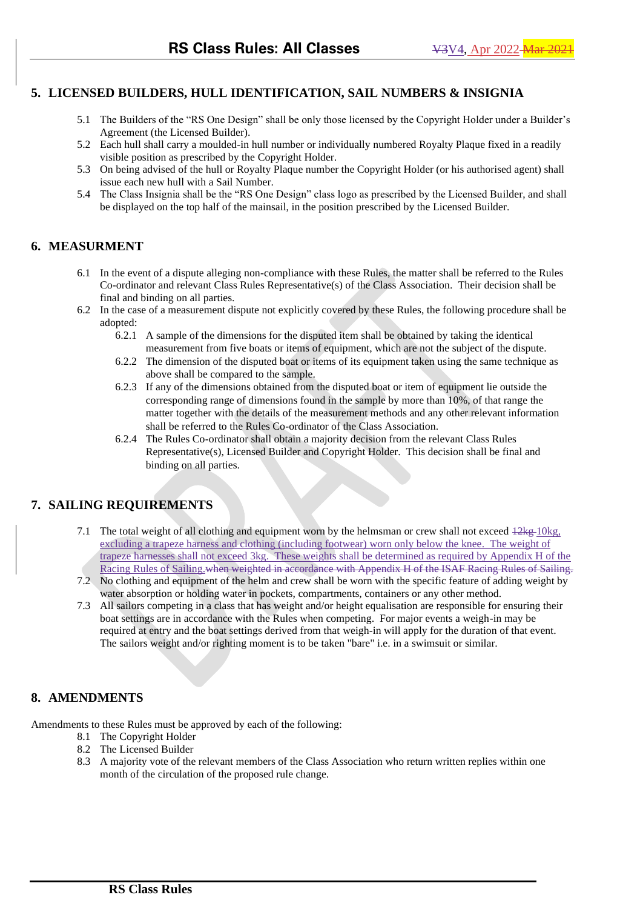## 5. LICENSED BUILDERS, HULL IDENTIFICATION, SAIL NUMBERS & INSIGNIA

5.1 The Builders of the "RS One Design" shall be only those licensed by the Copyright Holder under a Builder's Agreement (the Licensed Builder).

5.2 Each hull shall carry a moulded-in hull number or individually numbered Royalty Plaque fixed in a readily visible position as prescribed by the Copyright Holder.

5.3 On being advised of the hull or Royalty Plaque number the Copyright Holder (or his authorised agent) shall issue each new hull with a Sail Number.

5.4 The Class Insignia shall be the "RS One Design" class logo as prescribed by the Licensed Builder, and shall be displayed on the top half of the mainsail, in the position prescribed by the Licensed Builder.

## 6. MEASURMENT

6.1 In the event of a dispute alleging non-compliance with these Rules, the matter shall be referred to the Rules Co-ordinator and relevant Class Rules Representative(s) of the Class Association. Their decision shall be final and binding on all parties.

6.2 In the case of a measurement dispute not explicitly covered by these Rules, the following procedure shall be adopted:

- 6.2.1 A sample of the dimensions for the disputed item shall be obtained by taking the identical measurement from five boats or items of equipment, which are not the subject of the dispute.
- 6.2.2 The dimension of the disputed boat or items of its equipment taken using the same technique as above shall be compared to the sample.
- 6.2.3 If any of the dimensions obtained from the disputed boat or item of equipment lie outside the corresponding range of dimensions found in the sample by more than 10%, of that range the matter together with the details of the measurement methods and any other relevant information shall be referred to the Rules Co-ordinator of the Class Association.
- 6.2.4 The Rules Co-ordinator shall obtain a majority decision from the relevant Class Rules Representative(s), Licensed Builder and Copyright Holder. This decision shall be final and binding on all parties.

## 7. SAILING REQUIREMENTS

7.1 The total weight of all clothing and equipment worn by the helmsman or crew shall not exceed ~~12kg~~ 10kg, excluding a trapeze harness and clothing (including footwear) worn only below the knee. The weight of trapeze harnesses shall not exceed 3kg. These weights shall be determined as required by Appendix H of the Racing Rules of Sailing.~~when weighted in accordance with Appendix H of the ISAF Racing Rules of Sailing.~~

7.2 No clothing and equipment of the helm and crew shall be worn with the specific feature of adding weight by water absorption or holding water in pockets, compartments, containers or any other method.

7.3 All sailors competing in a class that has weight and/or height equalisation are responsible for ensuring their boat settings are in accordance with the Rules when competing. For major events a weigh-in may be required at entry and the boat settings derived from that weigh-in will apply for the duration of that event. The sailors weight and/or righting moment is to be taken "bare" i.e. in a swimsuit or similar.

## 8. AMENDMENTS

Amendments to these Rules must be approved by each of the following:

8.1 The Copyright Holder

8.2 The Licensed Builder

8.3 A majority vote of the relevant members of the Class Association who return written replies within one month of the circulation of the proposed rule change.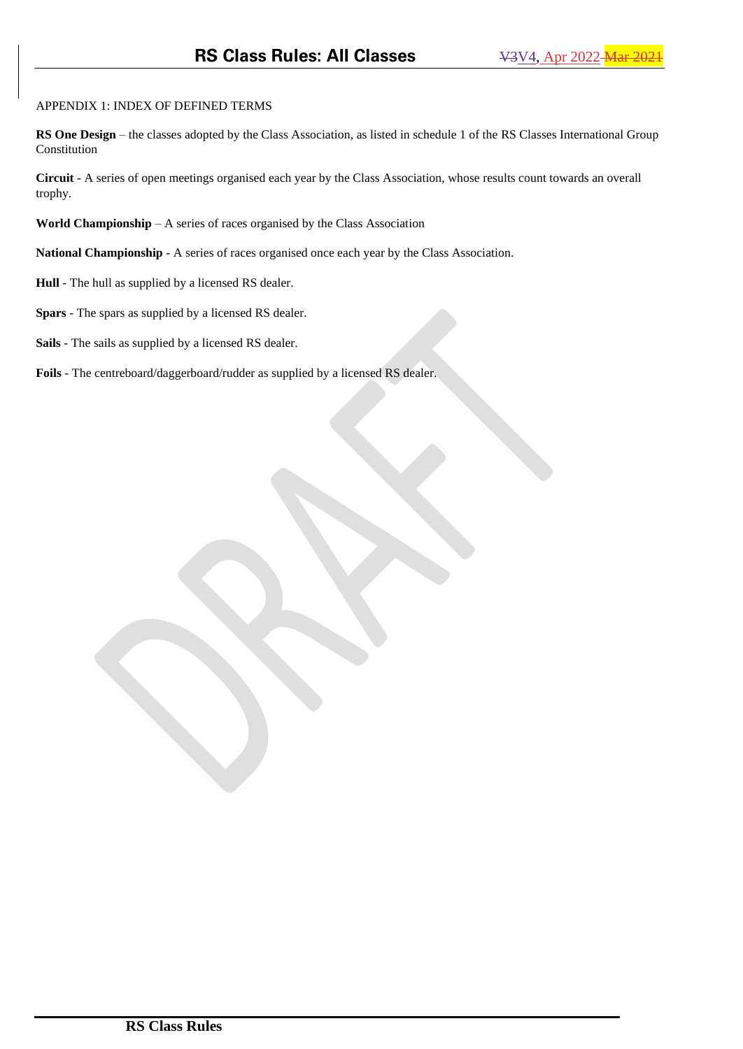APPENDIX 1: INDEX OF DEFINED TERMS

**RS One Design** – the classes adopted by the Class Association, as listed in schedule 1 of the RS Classes International Group Constitution

**Circuit** - A series of open meetings organised each year by the Class Association, whose results count towards an overall trophy.

**World Championship** – A series of races organised by the Class Association

**National Championship** - A series of races organised once each year by the Class Association.

**Hull** - The hull as supplied by a licensed RS dealer.

**Spars** - The spars as supplied by a licensed RS dealer.

**Sails** - The sails as supplied by a licensed RS dealer.

**Foils** - The centreboard/daggerboard/rudder as supplied by a licensed RS dealer.